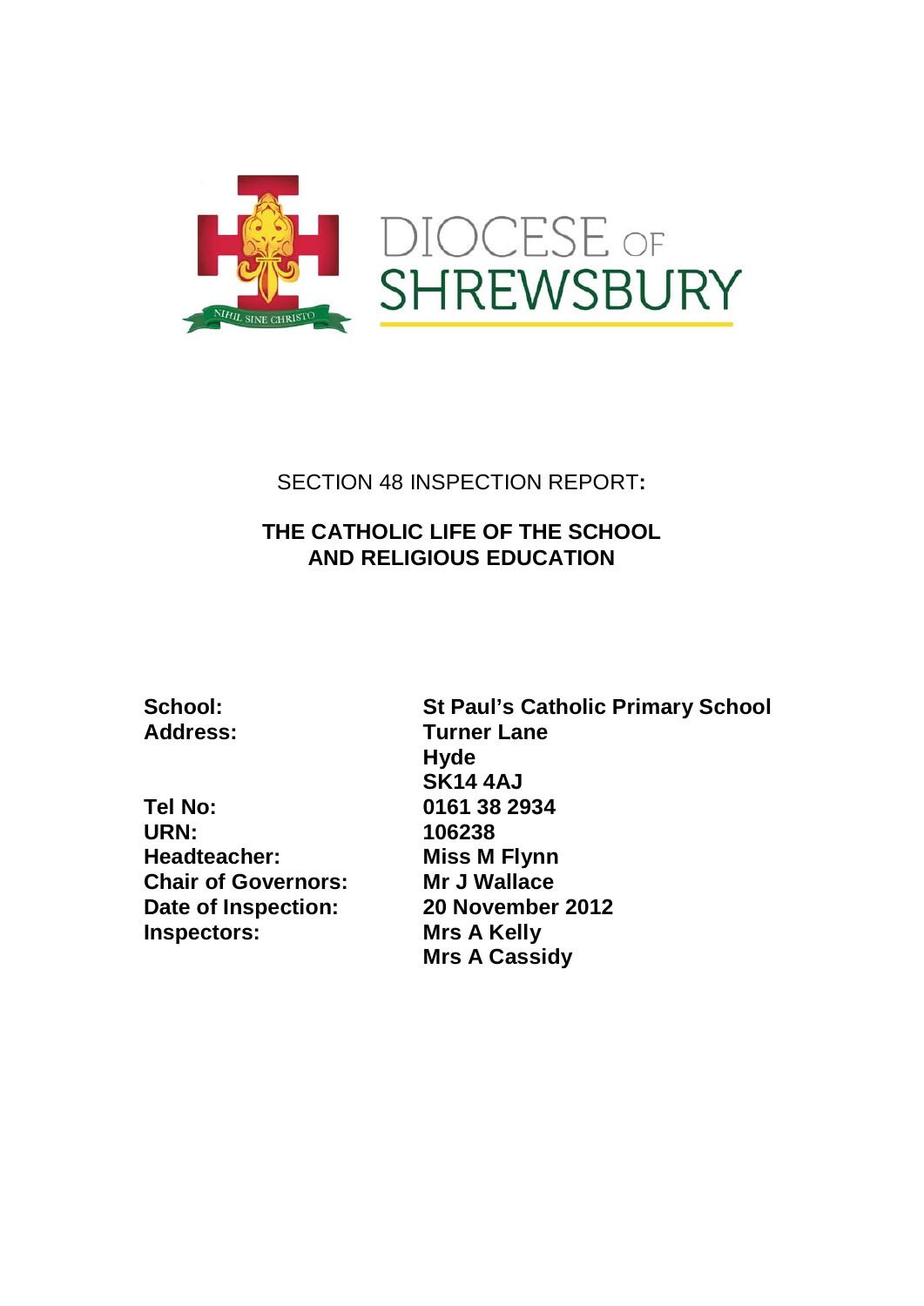DIOCESE OF SHREWSBURY

SECTION 48 INSPECTION REPORT:

## THE CATHOLIC LIFE OF THE SCHOOL AND RELIGIOUS EDUCATION

| | |
|---|---|
| **School:** | **St Paul's Catholic Primary School** |
| **Address:** | **Turner Lane** |
| | **Hyde** |
| | **SK14 4AJ** |
| **Tel No:** | **0161 38 2934** |
| **URN:** | **106238** |
| **Headteacher:** | **Miss M Flynn** |
| **Chair of Governors:** | **Mr J Wallace** |
| **Date of Inspection:** | **20 November 2012** |
| **Inspectors:** | **Mrs A Kelly** |
| | **Mrs A Cassidy** |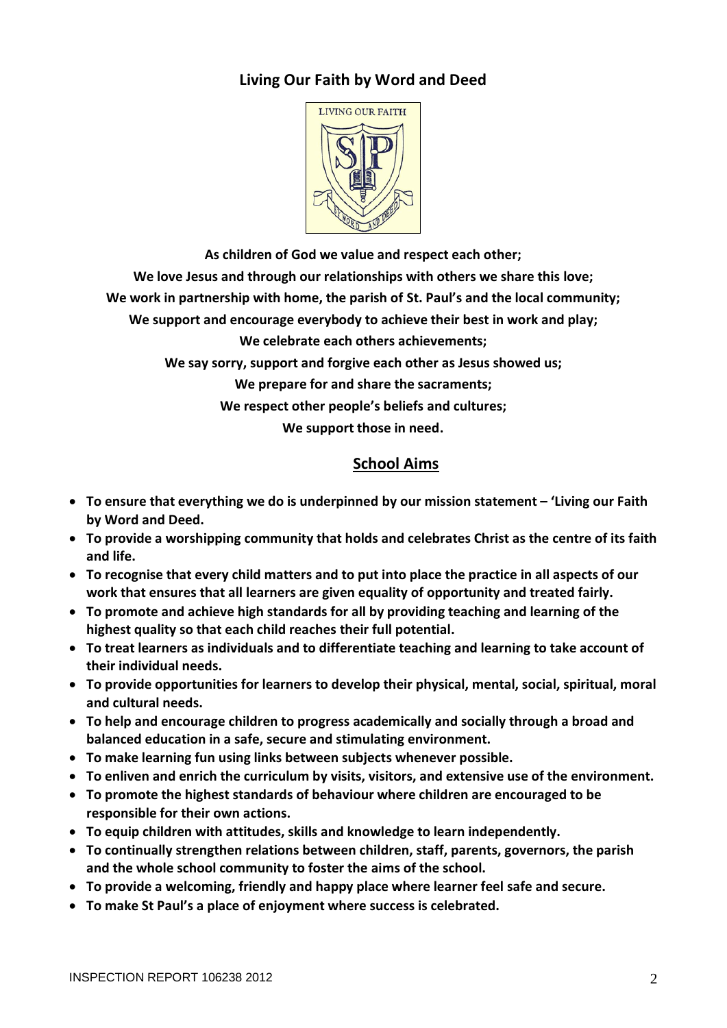## Living Our Faith by Word and Deed

**As children of God we value and respect each other;**

**We love Jesus and through our relationships with others we share this love;**

**We work in partnership with home, the parish of St. Paul's and the local community;**

**We support and encourage everybody to achieve their best in work and play;**

**We celebrate each others achievements;**

**We say sorry, support and forgive each other as Jesus showed us;**

**We prepare for and share the sacraments;**

**We respect other people's beliefs and cultures;**

**We support those in need.**

## School Aims

- **To ensure that everything we do is underpinned by our mission statement – 'Living our Faith by Word and Deed.**
- **To provide a worshipping community that holds and celebrates Christ as the centre of its faith and life.**
- **To recognise that every child matters and to put into place the practice in all aspects of our work that ensures that all learners are given equality of opportunity and treated fairly.**
- **To promote and achieve high standards for all by providing teaching and learning of the highest quality so that each child reaches their full potential.**
- **To treat learners as individuals and to differentiate teaching and learning to take account of their individual needs.**
- **To provide opportunities for learners to develop their physical, mental, social, spiritual, moral and cultural needs.**
- **To help and encourage children to progress academically and socially through a broad and balanced education in a safe, secure and stimulating environment.**
- **To make learning fun using links between subjects whenever possible.**
- **To enliven and enrich the curriculum by visits, visitors, and extensive use of the environment.**
- **To promote the highest standards of behaviour where children are encouraged to be responsible for their own actions.**
- **To equip children with attitudes, skills and knowledge to learn independently.**
- **To continually strengthen relations between children, staff, parents, governors, the parish and the whole school community to foster the aims of the school.**
- **To provide a welcoming, friendly and happy place where learner feel safe and secure.**
- **To make St Paul's a place of enjoyment where success is celebrated.**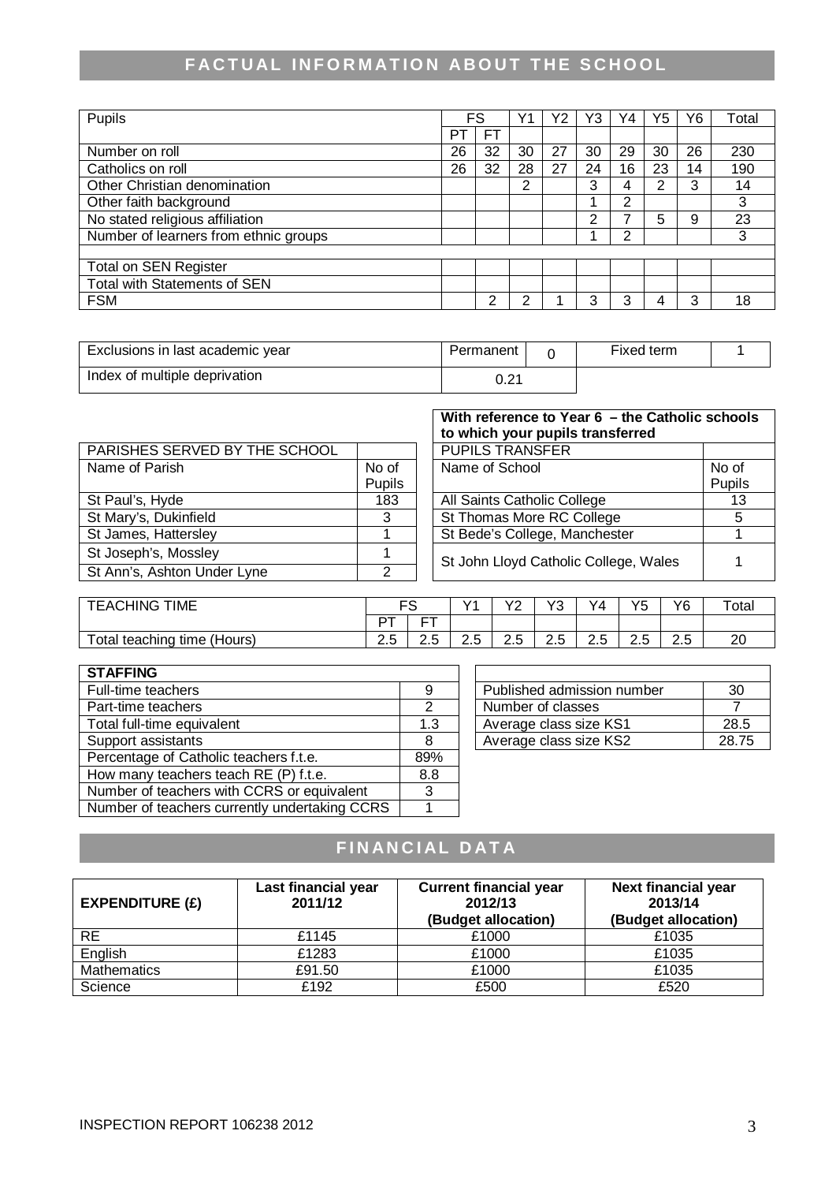## FACTUAL INFORMATION ABOUT THE SCHOOL

| Pupils | FS | | Y1 | Y2 | Y3 | Y4 | Y5 | Y6 | Total |
|---|---|---|---|---|---|---|---|---|---|
| | PT | FT | | | | | | | |
| Number on roll | 26 | 32 | 30 | 27 | 30 | 29 | 30 | 26 | 230 |
| Catholics on roll | 26 | 32 | 28 | 27 | 24 | 16 | 23 | 14 | 190 |
| Other Christian denomination | | | 2 | | 3 | 4 | 2 | 3 | 14 |
| Other faith background | | | | | 1 | 2 | | | 3 |
| No stated religious affiliation | | | | | 2 | 7 | 5 | 9 | 23 |
| Number of learners from ethnic groups | | | | | 1 | 2 | | | 3 |
| | | | | | | | | | |
| Total on SEN Register | | | | | | | | | |
| Total with Statements of SEN | | | | | | | | | |
| FSM | | 2 | 2 | 1 | 3 | 3 | 4 | 3 | 18 |

| Exclusions in last academic year | Permanent | 0 | Fixed term | 1 |
|---|---|---|---|---|
| Index of multiple deprivation | 0.21 | | | |

| PARISHES SERVED BY THE SCHOOL | |
|---|---|
| Name of Parish | No of Pupils |
| St Paul's, Hyde | 183 |
| St Mary's, Dukinfield | 3 |
| St James, Hattersley | 1 |
| St Joseph's, Mossley | 1 |
| St Ann's, Ashton Under Lyne | 2 |

| With reference to Year 6 – the Catholic schools to which your pupils transferred | |
|---|---|
| PUPILS TRANSFER | |
| Name of School | No of Pupils |
| All Saints Catholic College | 13 |
| St Thomas More RC College | 5 |
| St Bede's College, Manchester | 1 |
| St John Lloyd Catholic College, Wales | 1 |

| TEACHING TIME | FS | | Y1 | Y2 | Y3 | Y4 | Y5 | Y6 | Total |
|---|---|---|---|---|---|---|---|---|---|
| | PT | FT | | | | | | | |
| Total teaching time (Hours) | 2.5 | 2.5 | 2.5 | 2.5 | 2.5 | 2.5 | 2.5 | 2.5 | 20 |

| STAFFING | |
|---|---|
| Full-time teachers | 9 |
| Part-time teachers | 2 |
| Total full-time equivalent | 1.3 |
| Support assistants | 8 |
| Percentage of Catholic teachers f.t.e. | 89% |
| How many teachers teach RE (P) f.t.e. | 8.8 |
| Number of teachers with CCRS or equivalent | 3 |
| Number of teachers currently undertaking CCRS | 1 |

| | |
|---|---|
| Published admission number | 30 |
| Number of classes | 7 |
| Average class size KS1 | 28.5 |
| Average class size KS2 | 28.75 |

## FINANCIAL DATA

| EXPENDITURE (£) | Last financial year 2011/12 | Current financial year 2012/13 (Budget allocation) | Next financial year 2013/14 (Budget allocation) |
|---|---|---|---|
| RE | £1145 | £1000 | £1035 |
| English | £1283 | £1000 | £1035 |
| Mathematics | £91.50 | £1000 | £1035 |
| Science | £192 | £500 | £520 |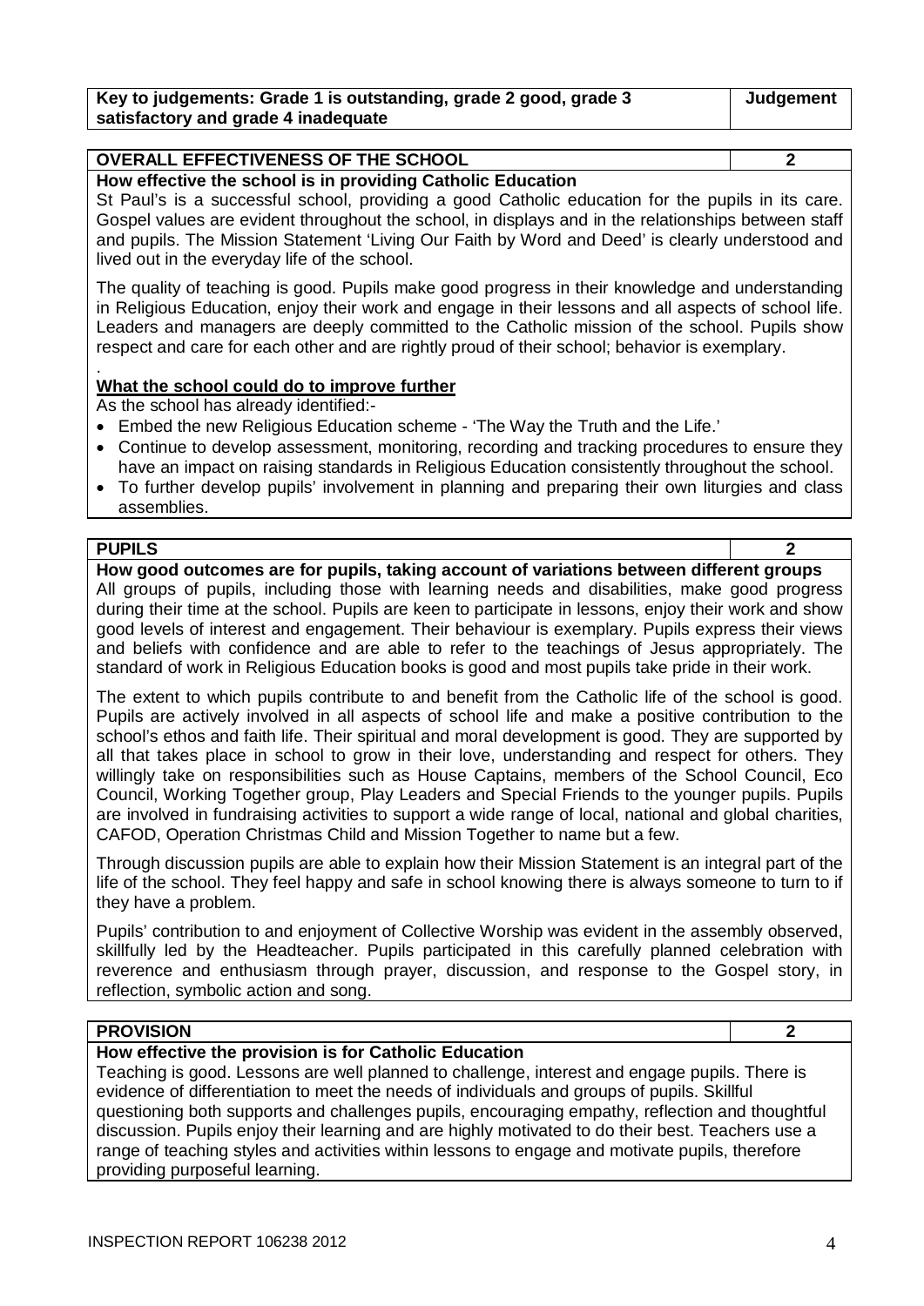| Key to judgements: Grade 1 is outstanding, grade 2 good, grade 3 satisfactory and grade 4 inadequate | Judgement |
|---|---|

| OVERALL EFFECTIVENESS OF THE SCHOOL | 2 |
|---|---|

**How effective the school is in providing Catholic Education**

St Paul's is a successful school, providing a good Catholic education for the pupils in its care. Gospel values are evident throughout the school, in displays and in the relationships between staff and pupils. The Mission Statement 'Living Our Faith by Word and Deed' is clearly understood and lived out in the everyday life of the school.

The quality of teaching is good. Pupils make good progress in their knowledge and understanding in Religious Education, enjoy their work and engage in their lessons and all aspects of school life. Leaders and managers are deeply committed to the Catholic mission of the school. Pupils show respect and care for each other and are rightly proud of their school; behavior is exemplary.

.

**What the school could do to improve further**

As the school has already identified:-

- Embed the new Religious Education scheme - 'The Way the Truth and the Life.'
- Continue to develop assessment, monitoring, recording and tracking procedures to ensure they have an impact on raising standards in Religious Education consistently throughout the school.
- To further develop pupils' involvement in planning and preparing their own liturgies and class assemblies.

| PUPILS | 2 |
|---|---|

**How good outcomes are for pupils, taking account of variations between different groups**

All groups of pupils, including those with learning needs and disabilities, make good progress during their time at the school. Pupils are keen to participate in lessons, enjoy their work and show good levels of interest and engagement. Their behaviour is exemplary. Pupils express their views and beliefs with confidence and are able to refer to the teachings of Jesus appropriately. The standard of work in Religious Education books is good and most pupils take pride in their work.

The extent to which pupils contribute to and benefit from the Catholic life of the school is good. Pupils are actively involved in all aspects of school life and make a positive contribution to the school's ethos and faith life. Their spiritual and moral development is good. They are supported by all that takes place in school to grow in their love, understanding and respect for others. They willingly take on responsibilities such as House Captains, members of the School Council, Eco Council, Working Together group, Play Leaders and Special Friends to the younger pupils. Pupils are involved in fundraising activities to support a wide range of local, national and global charities, CAFOD, Operation Christmas Child and Mission Together to name but a few.

Through discussion pupils are able to explain how their Mission Statement is an integral part of the life of the school. They feel happy and safe in school knowing there is always someone to turn to if they have a problem.

Pupils' contribution to and enjoyment of Collective Worship was evident in the assembly observed, skillfully led by the Headteacher. Pupils participated in this carefully planned celebration with reverence and enthusiasm through prayer, discussion, and response to the Gospel story, in reflection, symbolic action and song.

| PROVISION | 2 |
|---|---|

**How effective the provision is for Catholic Education**

Teaching is good. Lessons are well planned to challenge, interest and engage pupils. There is evidence of differentiation to meet the needs of individuals and groups of pupils. Skillful questioning both supports and challenges pupils, encouraging empathy, reflection and thoughtful discussion. Pupils enjoy their learning and are highly motivated to do their best. Teachers use a range of teaching styles and activities within lessons to engage and motivate pupils, therefore providing purposeful learning.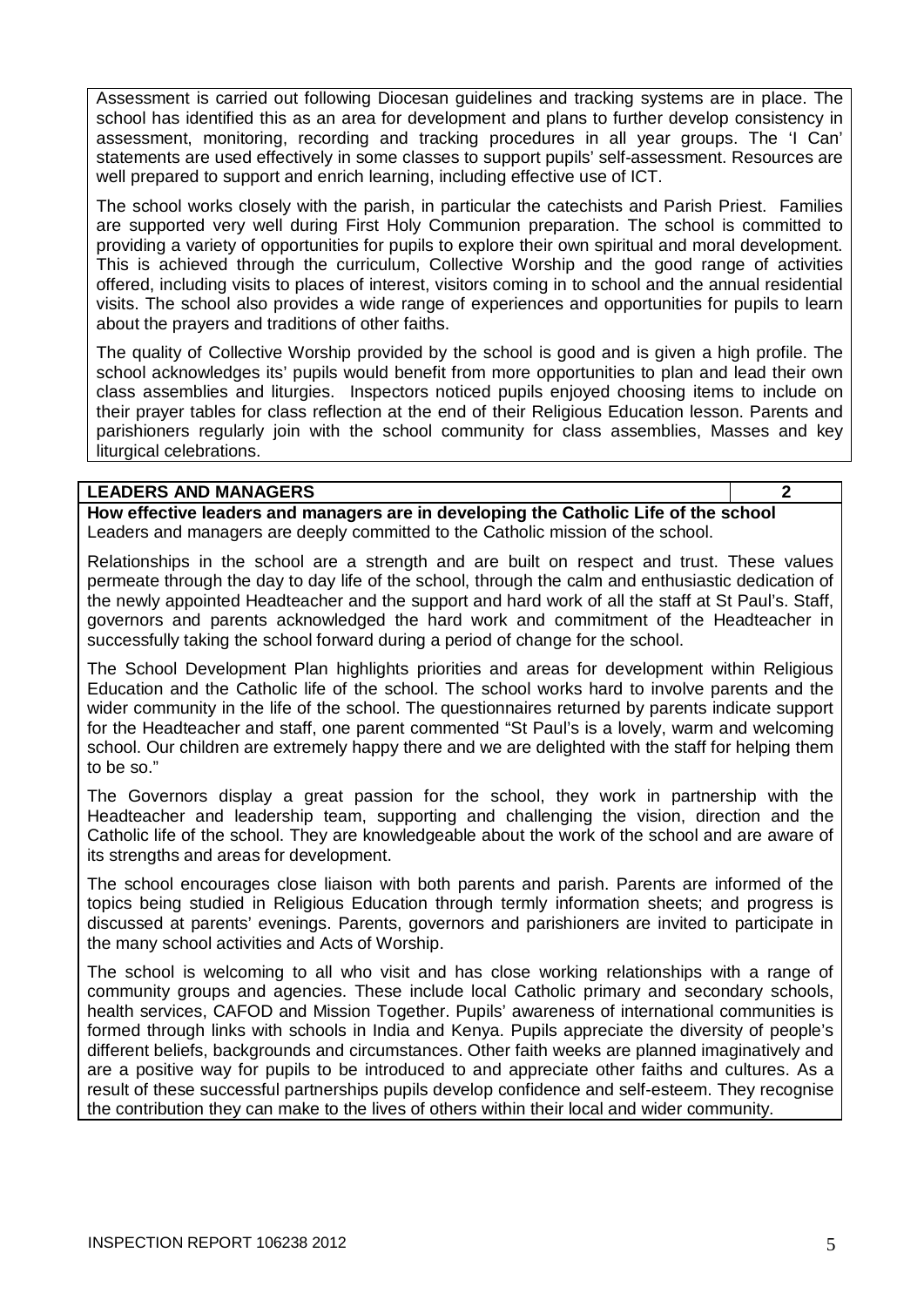Assessment is carried out following Diocesan guidelines and tracking systems are in place. The school has identified this as an area for development and plans to further develop consistency in assessment, monitoring, recording and tracking procedures in all year groups. The 'I Can' statements are used effectively in some classes to support pupils' self-assessment. Resources are well prepared to support and enrich learning, including effective use of ICT.

The school works closely with the parish, in particular the catechists and Parish Priest. Families are supported very well during First Holy Communion preparation. The school is committed to providing a variety of opportunities for pupils to explore their own spiritual and moral development. This is achieved through the curriculum, Collective Worship and the good range of activities offered, including visits to places of interest, visitors coming in to school and the annual residential visits. The school also provides a wide range of experiences and opportunities for pupils to learn about the prayers and traditions of other faiths.

The quality of Collective Worship provided by the school is good and is given a high profile. The school acknowledges its' pupils would benefit from more opportunities to plan and lead their own class assemblies and liturgies. Inspectors noticed pupils enjoyed choosing items to include on their prayer tables for class reflection at the end of their Religious Education lesson. Parents and parishioners regularly join with the school community for class assemblies, Masses and key liturgical celebrations.

| **LEADERS AND MANAGERS** | **2** |
|---|---|

**How effective leaders and managers are in developing the Catholic Life of the school**

Leaders and managers are deeply committed to the Catholic mission of the school.

Relationships in the school are a strength and are built on respect and trust. These values permeate through the day to day life of the school, through the calm and enthusiastic dedication of the newly appointed Headteacher and the support and hard work of all the staff at St Paul's. Staff, governors and parents acknowledged the hard work and commitment of the Headteacher in successfully taking the school forward during a period of change for the school.

The School Development Plan highlights priorities and areas for development within Religious Education and the Catholic life of the school. The school works hard to involve parents and the wider community in the life of the school. The questionnaires returned by parents indicate support for the Headteacher and staff, one parent commented "St Paul's is a lovely, warm and welcoming school. Our children are extremely happy there and we are delighted with the staff for helping them to be so."

The Governors display a great passion for the school, they work in partnership with the Headteacher and leadership team, supporting and challenging the vision, direction and the Catholic life of the school. They are knowledgeable about the work of the school and are aware of its strengths and areas for development.

The school encourages close liaison with both parents and parish. Parents are informed of the topics being studied in Religious Education through termly information sheets; and progress is discussed at parents' evenings. Parents, governors and parishioners are invited to participate in the many school activities and Acts of Worship.

The school is welcoming to all who visit and has close working relationships with a range of community groups and agencies. These include local Catholic primary and secondary schools, health services, CAFOD and Mission Together. Pupils' awareness of international communities is formed through links with schools in India and Kenya. Pupils appreciate the diversity of people's different beliefs, backgrounds and circumstances. Other faith weeks are planned imaginatively and are a positive way for pupils to be introduced to and appreciate other faiths and cultures. As a result of these successful partnerships pupils develop confidence and self-esteem. They recognise the contribution they can make to the lives of others within their local and wider community.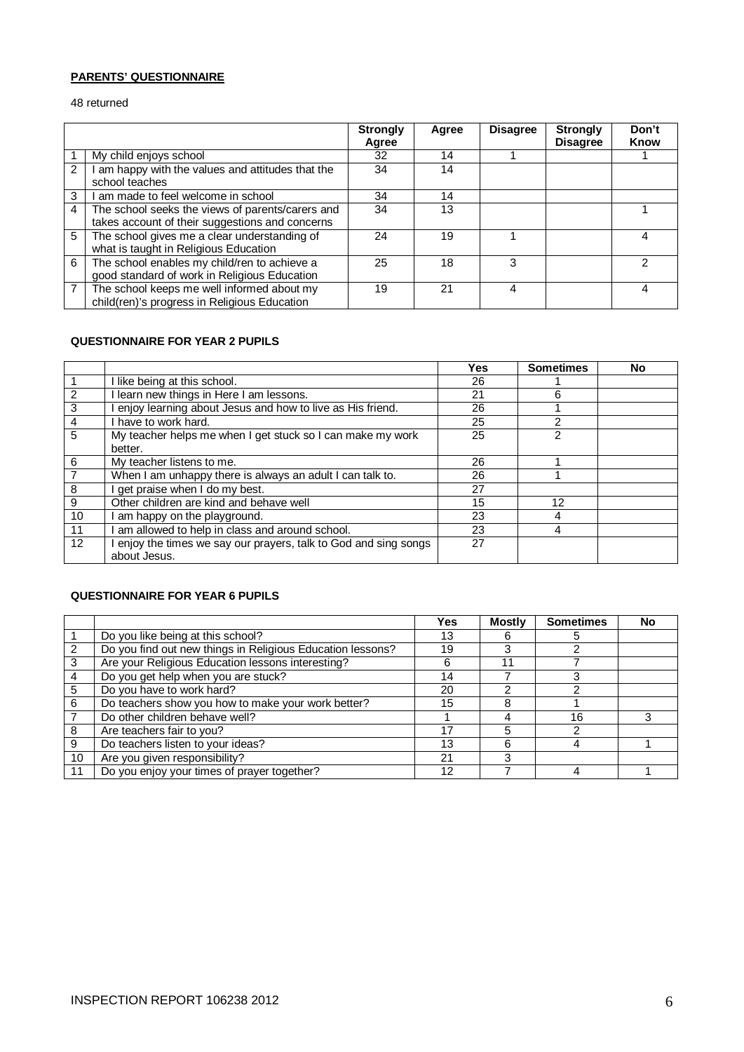**PARENTS' QUESTIONNAIRE**

48 returned

| | | Strongly Agree | Agree | Disagree | Strongly Disagree | Don't Know |
|---|---|---|---|---|---|---|
| 1 | My child enjoys school | 32 | 14 | 1 | | 1 |
| 2 | I am happy with the values and attitudes that the school teaches | 34 | 14 | | | |
| 3 | I am made to feel welcome in school | 34 | 14 | | | |
| 4 | The school seeks the views of parents/carers and takes account of their suggestions and concerns | 34 | 13 | | | 1 |
| 5 | The school gives me a clear understanding of what is taught in Religious Education | 24 | 19 | 1 | | 4 |
| 6 | The school enables my child/ren to achieve a good standard of work in Religious Education | 25 | 18 | 3 | | 2 |
| 7 | The school keeps me well informed about my child(ren)'s progress in Religious Education | 19 | 21 | 4 | | 4 |

**QUESTIONNAIRE FOR YEAR 2 PUPILS**

| | | Yes | Sometimes | No |
|---|---|---|---|---|
| 1 | I like being at this school. | 26 | 1 | |
| 2 | I learn new things in Here I am lessons. | 21 | 6 | |
| 3 | I enjoy learning about Jesus and how to live as His friend. | 26 | 1 | |
| 4 | I have to work hard. | 25 | 2 | |
| 5 | My teacher helps me when I get stuck so I can make my work better. | 25 | 2 | |
| 6 | My teacher listens to me. | 26 | 1 | |
| 7 | When I am unhappy there is always an adult I can talk to. | 26 | 1 | |
| 8 | I get praise when I do my best. | 27 | | |
| 9 | Other children are kind and behave well | 15 | 12 | |
| 10 | I am happy on the playground. | 23 | 4 | |
| 11 | I am allowed to help in class and around school. | 23 | 4 | |
| 12 | I enjoy the times we say our prayers, talk to God and sing songs about Jesus. | 27 | | |

**QUESTIONNAIRE FOR YEAR 6 PUPILS**

| | | Yes | Mostly | Sometimes | No |
|---|---|---|---|---|---|
| 1 | Do you like being at this school? | 13 | 6 | 5 | |
| 2 | Do you find out new things in Religious Education lessons? | 19 | 3 | 2 | |
| 3 | Are your Religious Education lessons interesting? | 6 | 11 | 7 | |
| 4 | Do you get help when you are stuck? | 14 | 7 | 3 | |
| 5 | Do you have to work hard? | 20 | 2 | 2 | |
| 6 | Do teachers show you how to make your work better? | 15 | 8 | 1 | |
| 7 | Do other children behave well? | 1 | 4 | 16 | 3 |
| 8 | Are teachers fair to you? | 17 | 5 | 2 | |
| 9 | Do teachers listen to your ideas? | 13 | 6 | 4 | 1 |
| 10 | Are you given responsibility? | 21 | 3 | | |
| 11 | Do you enjoy your times of prayer together? | 12 | 7 | 4 | 1 |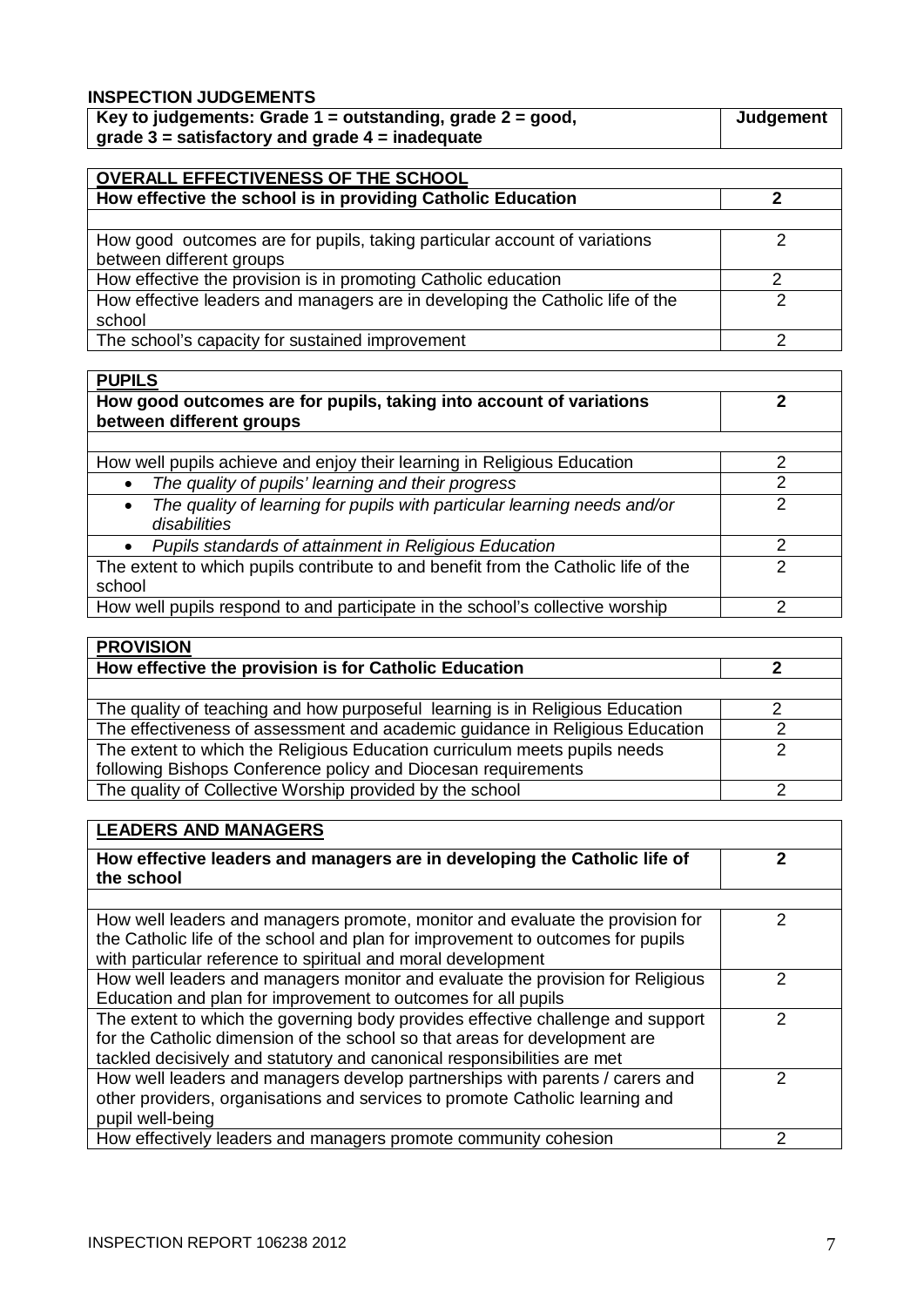## INSPECTION JUDGEMENTS

| **Key to judgements: Grade 1 = outstanding, grade 2 = good, grade 3 = satisfactory and grade 4 = inadequate** | **Judgement** |
|---|---|

| **OVERALL EFFECTIVENESS OF THE SCHOOL** | |
|---|---|
| **How effective the school is in providing Catholic Education** | **2** |
| | |
| How good outcomes are for pupils, taking particular account of variations between different groups | 2 |
| How effective the provision is in promoting Catholic education | 2 |
| How effective leaders and managers are in developing the Catholic life of the school | 2 |
| The school's capacity for sustained improvement | 2 |

| **PUPILS** | |
|---|---|
| **How good outcomes are for pupils, taking into account of variations between different groups** | **2** |
| | |
| How well pupils achieve and enjoy their learning in Religious Education | 2 |
| • *The quality of pupils' learning and their progress* | 2 |
| • *The quality of learning for pupils with particular learning needs and/or disabilities* | 2 |
| • *Pupils standards of attainment in Religious Education* | 2 |
| The extent to which pupils contribute to and benefit from the Catholic life of the school | 2 |
| How well pupils respond to and participate in the school's collective worship | 2 |

| **PROVISION** | |
|---|---|
| **How effective the provision is for Catholic Education** | **2** |
| | |
| The quality of teaching and how purposeful learning is in Religious Education | 2 |
| The effectiveness of assessment and academic guidance in Religious Education | 2 |
| The extent to which the Religious Education curriculum meets pupils needs following Bishops Conference policy and Diocesan requirements | 2 |
| The quality of Collective Worship provided by the school | 2 |

| **LEADERS AND MANAGERS** | |
|---|---|
| **How effective leaders and managers are in developing the Catholic life of the school** | **2** |
| | |
| How well leaders and managers promote, monitor and evaluate the provision for the Catholic life of the school and plan for improvement to outcomes for pupils with particular reference to spiritual and moral development | 2 |
| How well leaders and managers monitor and evaluate the provision for Religious Education and plan for improvement to outcomes for all pupils | 2 |
| The extent to which the governing body provides effective challenge and support for the Catholic dimension of the school so that areas for development are tackled decisively and statutory and canonical responsibilities are met | 2 |
| How well leaders and managers develop partnerships with parents / carers and other providers, organisations and services to promote Catholic learning and pupil well-being | 2 |
| How effectively leaders and managers promote community cohesion | 2 |